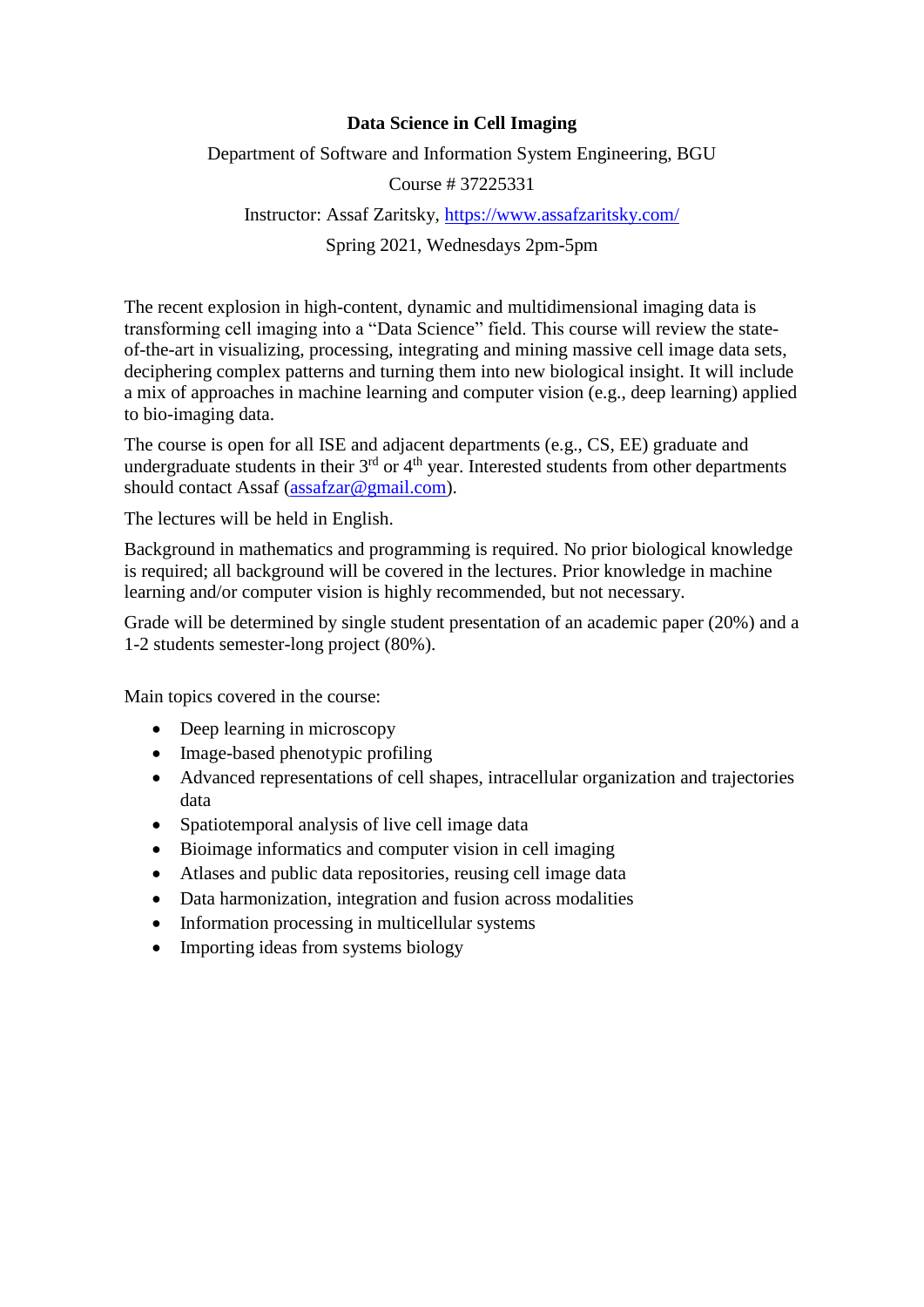# Data Science in Cell Imaging

Department of Software and Information System Engineering, BGU

Course # 37225331

Instructor: Assaf Zaritsky, [https://www.assafzaritsky.com/](https://www.assafzaritsky.com/)

Spring 2021, Wednesdays 2pm-5pm

The recent explosion in high-content, dynamic and multidimensional imaging data is transforming cell imaging into a "Data Science" field. This course will review the state-of-the-art in visualizing, processing, integrating and mining massive cell image data sets, deciphering complex patterns and turning them into new biological insight. It will include a mix of approaches in machine learning and computer vision (e.g., deep learning) applied to bio-imaging data.

The course is open for all ISE and adjacent departments (e.g., CS, EE) graduate and undergraduate students in their 3rd or 4th year. Interested students from other departments should contact Assaf ([assafzar@gmail.com](mailto:assafzar@gmail.com)).

The lectures will be held in English.

Background in mathematics and programming is required. No prior biological knowledge is required; all background will be covered in the lectures. Prior knowledge in machine learning and/or computer vision is highly recommended, but not necessary.

Grade will be determined by single student presentation of an academic paper (20%) and a 1-2 students semester-long project (80%).

Main topics covered in the course:

- Deep learning in microscopy
- Image-based phenotypic profiling
- Advanced representations of cell shapes, intracellular organization and trajectories data
- Spatiotemporal analysis of live cell image data
- Bioimage informatics and computer vision in cell imaging
- Atlases and public data repositories, reusing cell image data
- Data harmonization, integration and fusion across modalities
- Information processing in multicellular systems
- Importing ideas from systems biology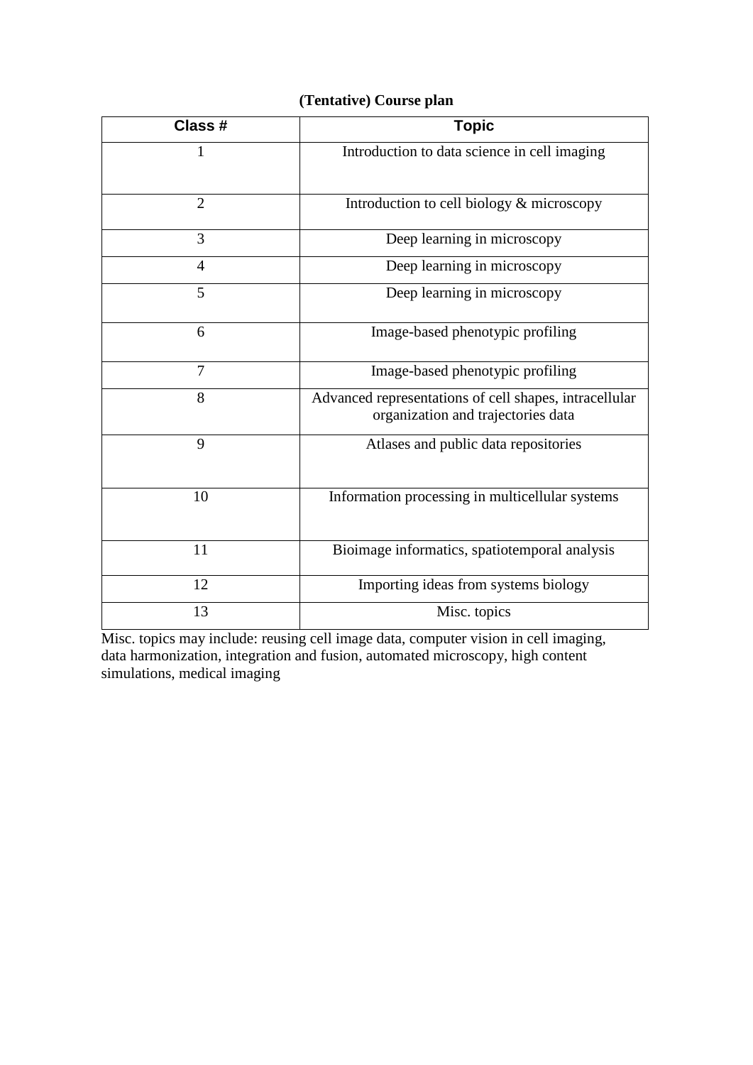**(Tentative) Course plan**

| Class # | Topic |
| --- | --- |
| 1 | Introduction to data science in cell imaging |
| 2 | Introduction to cell biology & microscopy |
| 3 | Deep learning in microscopy |
| 4 | Deep learning in microscopy |
| 5 | Deep learning in microscopy |
| 6 | Image-based phenotypic profiling |
| 7 | Image-based phenotypic profiling |
| 8 | Advanced representations of cell shapes, intracellular organization and trajectories data |
| 9 | Atlases and public data repositories |
| 10 | Information processing in multicellular systems |
| 11 | Bioimage informatics, spatiotemporal analysis |
| 12 | Importing ideas from systems biology |
| 13 | Misc. topics |

Misc. topics may include: reusing cell image data, computer vision in cell imaging, data harmonization, integration and fusion, automated microscopy, high content simulations, medical imaging